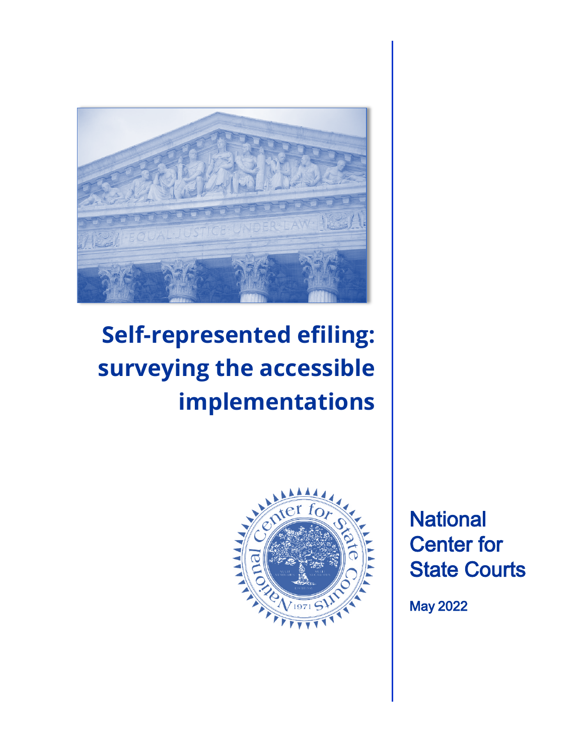# Self-represented efiling: surveying the accessible implementations

National Center for State Courts

May 2022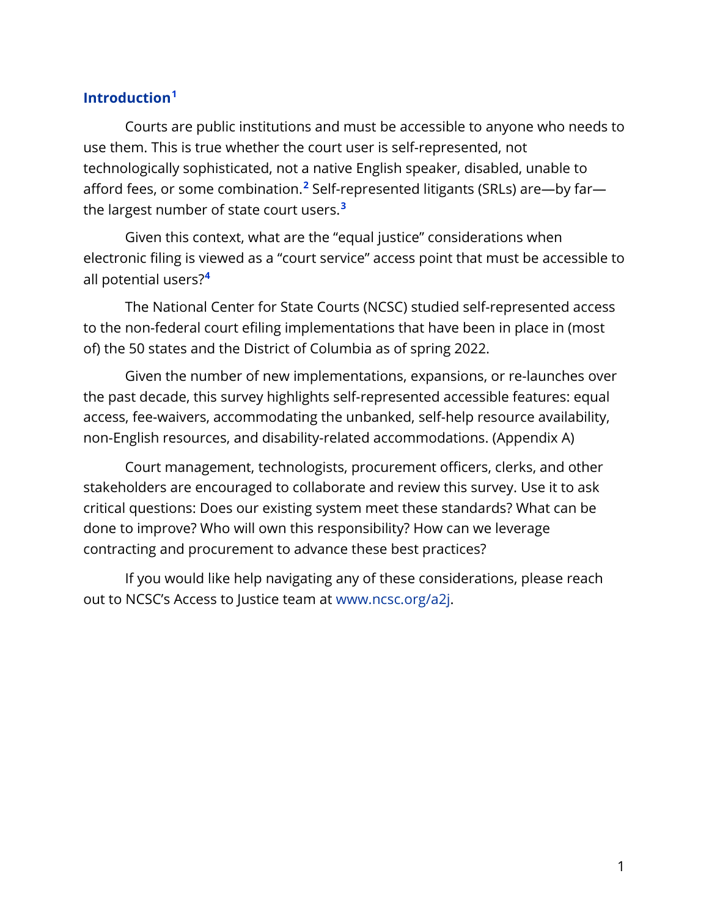## Introduction[1]

Courts are public institutions and must be accessible to anyone who needs to use them. This is true whether the court user is self-represented, not technologically sophisticated, not a native English speaker, disabled, unable to afford fees, or some combination.[2] Self-represented litigants (SRLs) are—by far—the largest number of state court users.[3]

Given this context, what are the "equal justice" considerations when electronic filing is viewed as a "court service" access point that must be accessible to all potential users?[4]

The National Center for State Courts (NCSC) studied self-represented access to the non-federal court efiling implementations that have been in place in (most of) the 50 states and the District of Columbia as of spring 2022.

Given the number of new implementations, expansions, or re-launches over the past decade, this survey highlights self-represented accessible features: equal access, fee-waivers, accommodating the unbanked, self-help resource availability, non-English resources, and disability-related accommodations. (Appendix A)

Court management, technologists, procurement officers, clerks, and other stakeholders are encouraged to collaborate and review this survey. Use it to ask critical questions: Does our existing system meet these standards? What can be done to improve? Who will own this responsibility? How can we leverage contracting and procurement to advance these best practices?

If you would like help navigating any of these considerations, please reach out to NCSC's Access to Justice team at www.ncsc.org/a2j.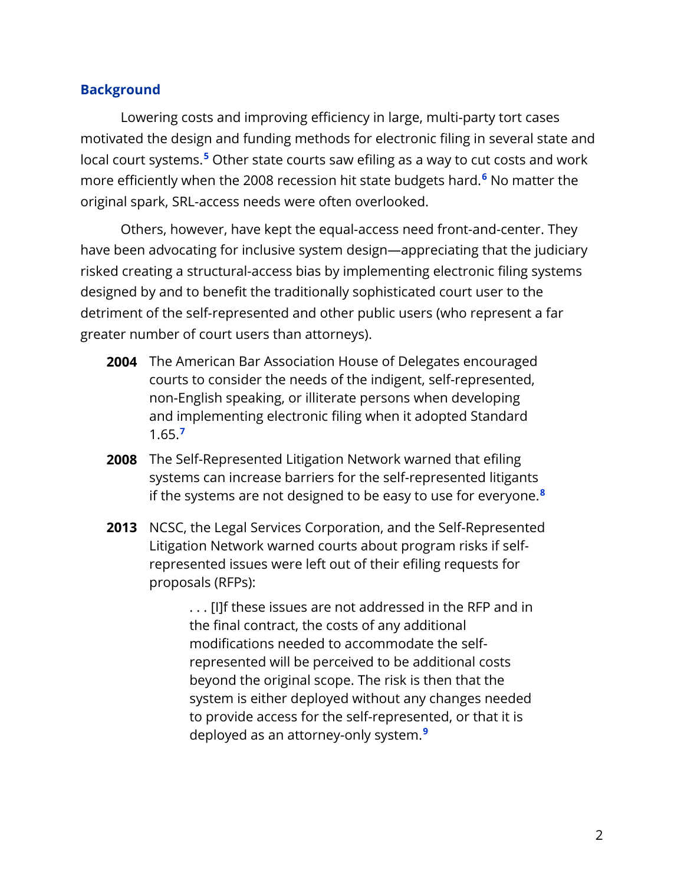## Background

Lowering costs and improving efficiency in large, multi-party tort cases motivated the design and funding methods for electronic filing in several state and local court systems.[5] Other state courts saw efiling as a way to cut costs and work more efficiently when the 2008 recession hit state budgets hard.[6] No matter the original spark, SRL-access needs were often overlooked.

Others, however, have kept the equal-access need front-and-center. They have been advocating for inclusive system design—appreciating that the judiciary risked creating a structural-access bias by implementing electronic filing systems designed by and to benefit the traditionally sophisticated court user to the detriment of the self-represented and other public users (who represent a far greater number of court users than attorneys).

**2004** The American Bar Association House of Delegates encouraged courts to consider the needs of the indigent, self-represented, non-English speaking, or illiterate persons when developing and implementing electronic filing when it adopted Standard 1.65.[7]

**2008** The Self-Represented Litigation Network warned that efiling systems can increase barriers for the self-represented litigants if the systems are not designed to be easy to use for everyone.[8]

**2013** NCSC, the Legal Services Corporation, and the Self-Represented Litigation Network warned courts about program risks if self-represented issues were left out of their efiling requests for proposals (RFPs):

> . . . [I]f these issues are not addressed in the RFP and in the final contract, the costs of any additional modifications needed to accommodate the self-represented will be perceived to be additional costs beyond the original scope. The risk is then that the system is either deployed without any changes needed to provide access for the self-represented, or that it is deployed as an attorney-only system.[9]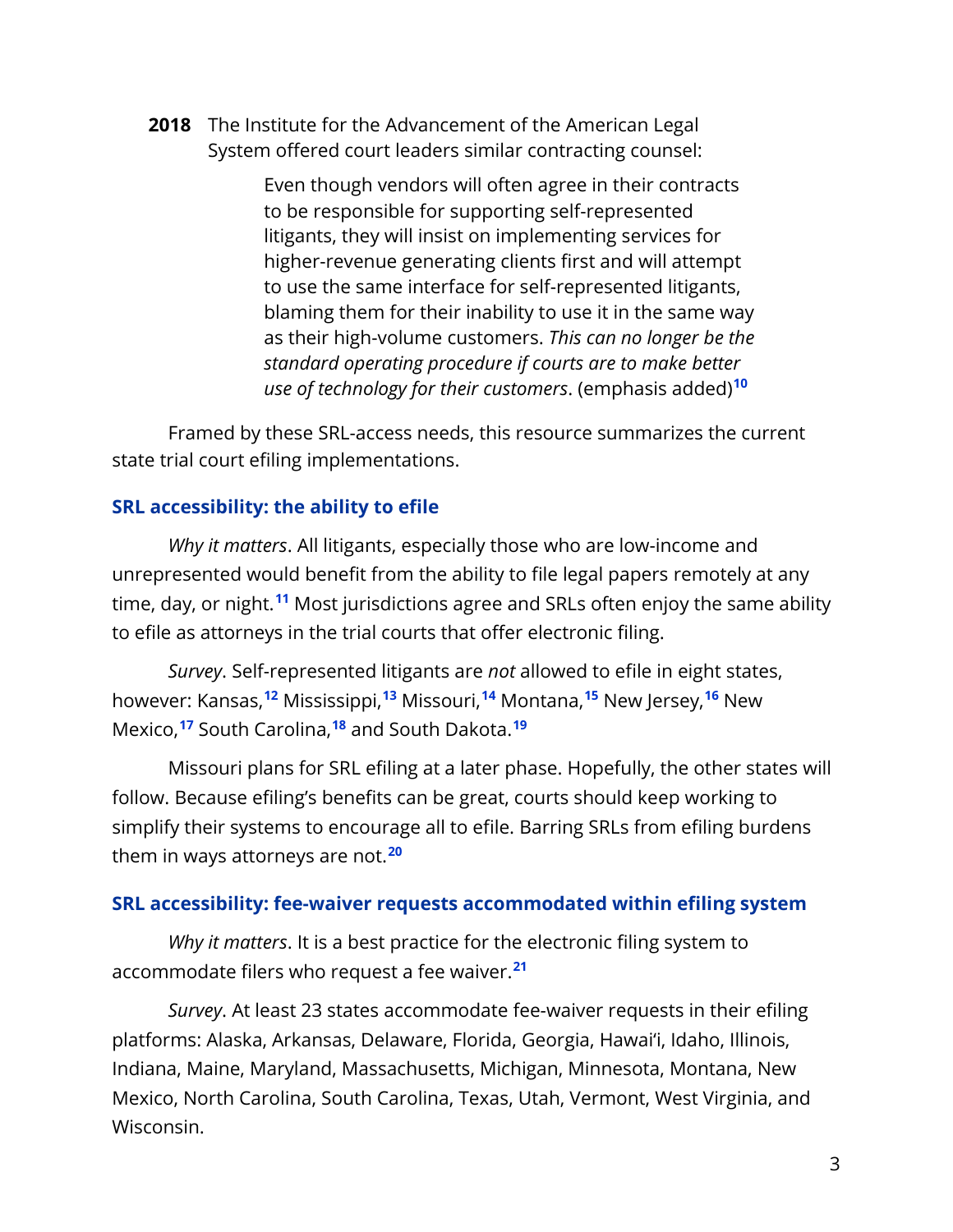**2018** The Institute for the Advancement of the American Legal System offered court leaders similar contracting counsel:

> Even though vendors will often agree in their contracts to be responsible for supporting self-represented litigants, they will insist on implementing services for higher-revenue generating clients first and will attempt to use the same interface for self-represented litigants, blaming them for their inability to use it in the same way as their high-volume customers. *This can no longer be the standard operating procedure if courts are to make better use of technology for their customers*. (emphasis added)[10]

Framed by these SRL-access needs, this resource summarizes the current state trial court efiling implementations.

## SRL accessibility: the ability to efile

*Why it matters*. All litigants, especially those who are low-income and unrepresented would benefit from the ability to file legal papers remotely at any time, day, or night.[11] Most jurisdictions agree and SRLs often enjoy the same ability to efile as attorneys in the trial courts that offer electronic filing.

*Survey*. Self-represented litigants are *not* allowed to efile in eight states, however: Kansas,[12] Mississippi,[13] Missouri,[14] Montana,[15] New Jersey,[16] New Mexico,[17] South Carolina,[18] and South Dakota.[19]

Missouri plans for SRL efiling at a later phase. Hopefully, the other states will follow. Because efiling's benefits can be great, courts should keep working to simplify their systems to encourage all to efile. Barring SRLs from efiling burdens them in ways attorneys are not.[20]

## SRL accessibility: fee-waiver requests accommodated within efiling system

*Why it matters*. It is a best practice for the electronic filing system to accommodate filers who request a fee waiver.[21]

*Survey*. At least 23 states accommodate fee-waiver requests in their efiling platforms: Alaska, Arkansas, Delaware, Florida, Georgia, Hawai'i, Idaho, Illinois, Indiana, Maine, Maryland, Massachusetts, Michigan, Minnesota, Montana, New Mexico, North Carolina, South Carolina, Texas, Utah, Vermont, West Virginia, and Wisconsin.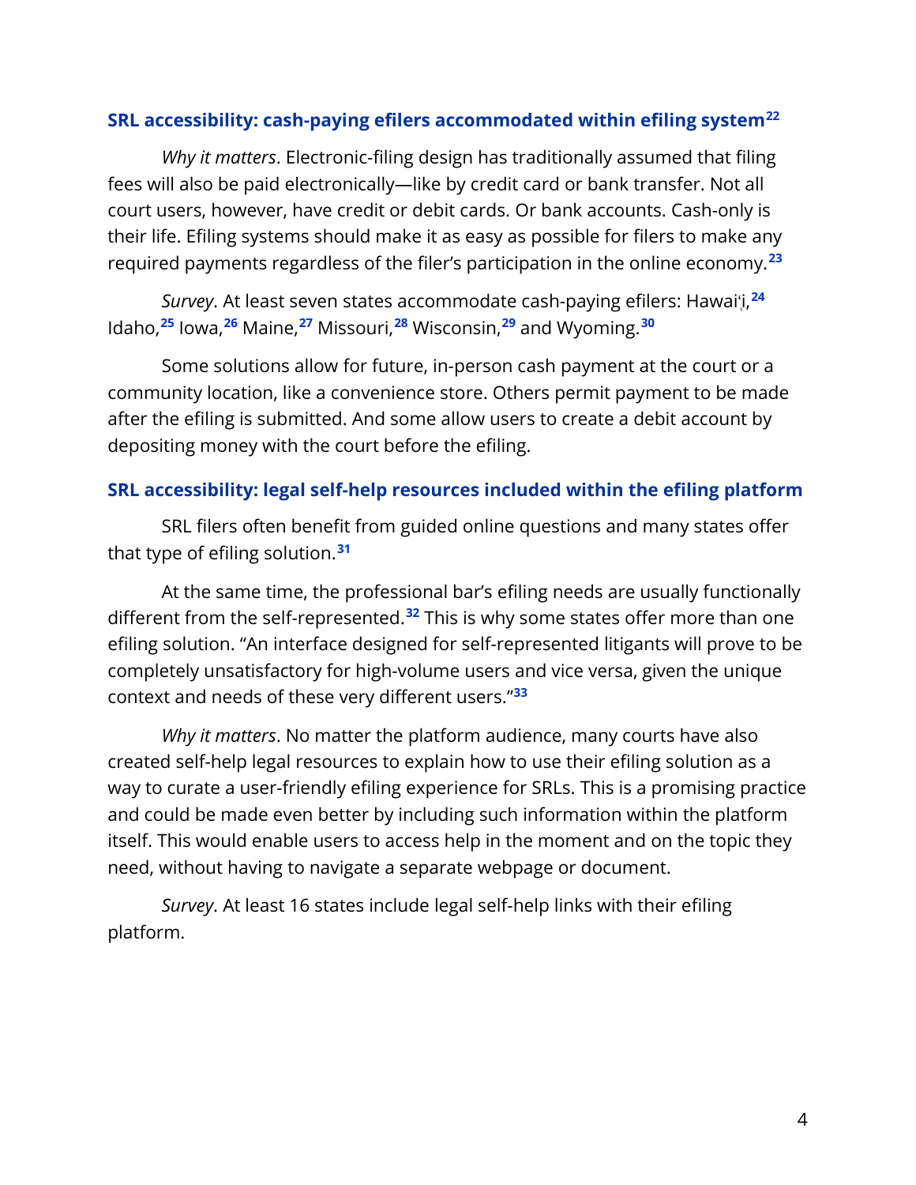### SRL accessibility: cash-paying efilers accommodated within efiling system[22]

*Why it matters*. Electronic-filing design has traditionally assumed that filing fees will also be paid electronically—like by credit card or bank transfer. Not all court users, however, have credit or debit cards. Or bank accounts. Cash-only is their life. Efiling systems should make it as easy as possible for filers to make any required payments regardless of the filer's participation in the online economy.[23]

*Survey*. At least seven states accommodate cash-paying efilers: Hawaiʻi,[24] Idaho,[25] Iowa,[26] Maine,[27] Missouri,[28] Wisconsin,[29] and Wyoming.[30]

Some solutions allow for future, in-person cash payment at the court or a community location, like a convenience store. Others permit payment to be made after the efiling is submitted. And some allow users to create a debit account by depositing money with the court before the efiling.

### SRL accessibility: legal self-help resources included within the efiling platform

SRL filers often benefit from guided online questions and many states offer that type of efiling solution.[31]

At the same time, the professional bar's efiling needs are usually functionally different from the self-represented.[32] This is why some states offer more than one efiling solution. "An interface designed for self-represented litigants will prove to be completely unsatisfactory for high-volume users and vice versa, given the unique context and needs of these very different users."[33]

*Why it matters*. No matter the platform audience, many courts have also created self-help legal resources to explain how to use their efiling solution as a way to curate a user-friendly efiling experience for SRLs. This is a promising practice and could be made even better by including such information within the platform itself. This would enable users to access help in the moment and on the topic they need, without having to navigate a separate webpage or document.

*Survey*. At least 16 states include legal self-help links with their efiling platform.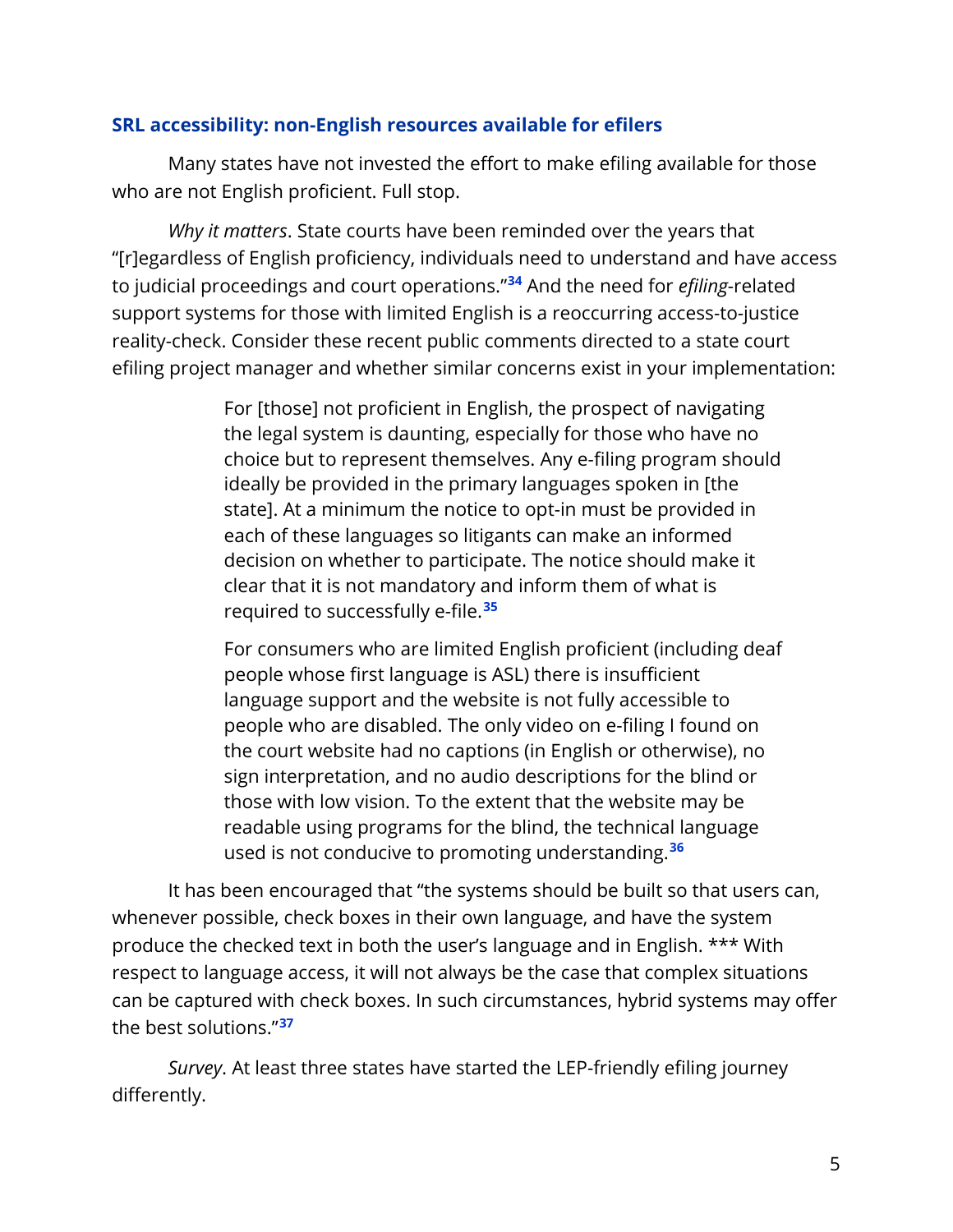### SRL accessibility: non-English resources available for efilers

Many states have not invested the effort to make efiling available for those who are not English proficient. Full stop.

*Why it matters*. State courts have been reminded over the years that "[r]egardless of English proficiency, individuals need to understand and have access to judicial proceedings and court operations."[34] And the need for *efiling*-related support systems for those with limited English is a reoccurring access-to-justice reality-check. Consider these recent public comments directed to a state court efiling project manager and whether similar concerns exist in your implementation:

> For [those] not proficient in English, the prospect of navigating the legal system is daunting, especially for those who have no choice but to represent themselves. Any e-filing program should ideally be provided in the primary languages spoken in [the state]. At a minimum the notice to opt-in must be provided in each of these languages so litigants can make an informed decision on whether to participate. The notice should make it clear that it is not mandatory and inform them of what is required to successfully e-file.[35]
>
> For consumers who are limited English proficient (including deaf people whose first language is ASL) there is insufficient language support and the website is not fully accessible to people who are disabled. The only video on e-filing I found on the court website had no captions (in English or otherwise), no sign interpretation, and no audio descriptions for the blind or those with low vision. To the extent that the website may be readable using programs for the blind, the technical language used is not conducive to promoting understanding.[36]

It has been encouraged that "the systems should be built so that users can, whenever possible, check boxes in their own language, and have the system produce the checked text in both the user's language and in English. *** With respect to language access, it will not always be the case that complex situations can be captured with check boxes. In such circumstances, hybrid systems may offer the best solutions."[37]

*Survey*. At least three states have started the LEP-friendly efiling journey differently.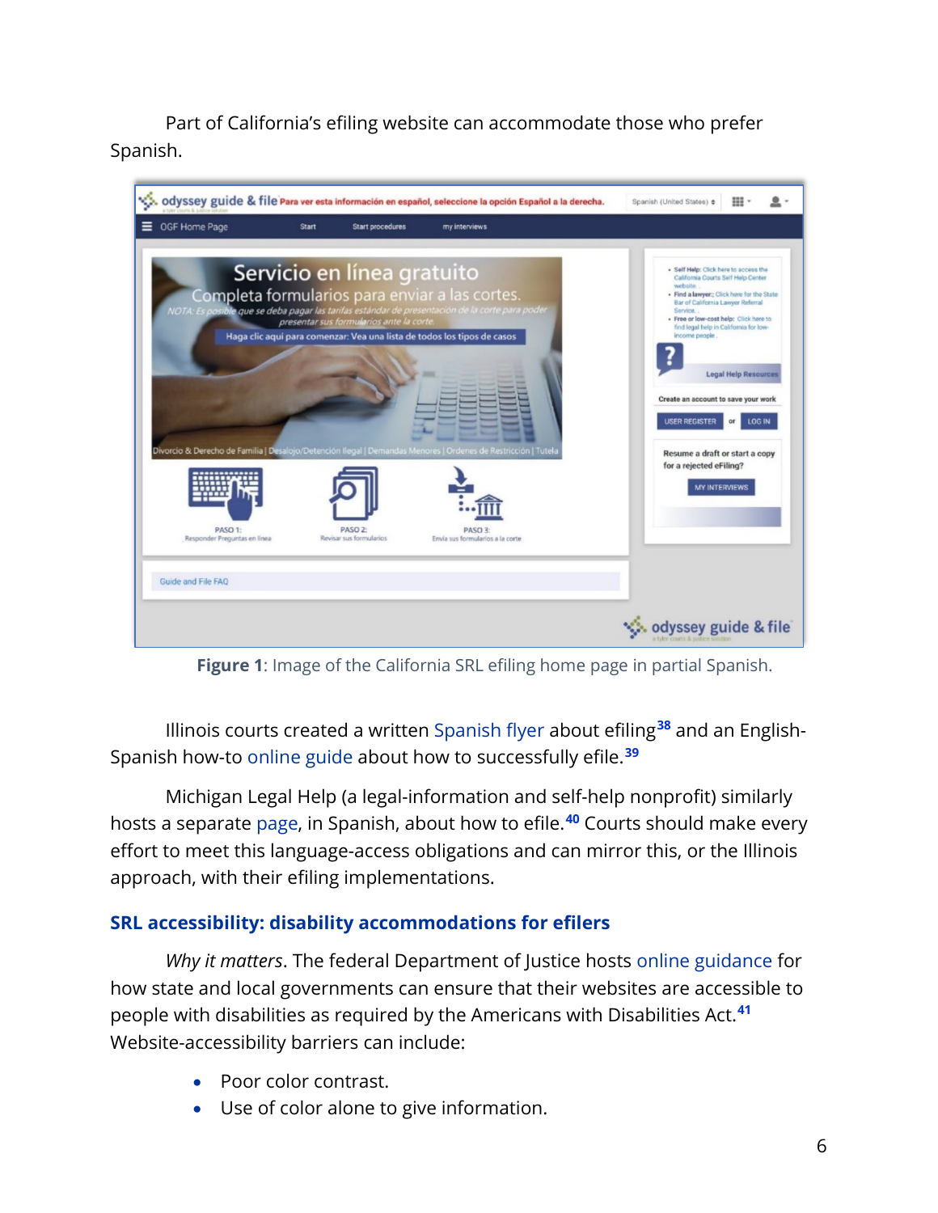Part of California's efiling website can accommodate those who prefer Spanish.

**Figure 1**: Image of the California SRL efiling home page in partial Spanish.

Illinois courts created a written Spanish flyer about efiling[38] and an English-Spanish how-to online guide about how to successfully efile.[39]

Michigan Legal Help (a legal-information and self-help nonprofit) similarly hosts a separate page, in Spanish, about how to efile.[40] Courts should make every effort to meet this language-access obligations and can mirror this, or the Illinois approach, with their efiling implementations.

### SRL accessibility: disability accommodations for efilers

*Why it matters*. The federal Department of Justice hosts online guidance for how state and local governments can ensure that their websites are accessible to people with disabilities as required by the Americans with Disabilities Act.[41] Website-accessibility barriers can include:

- Poor color contrast.
- Use of color alone to give information.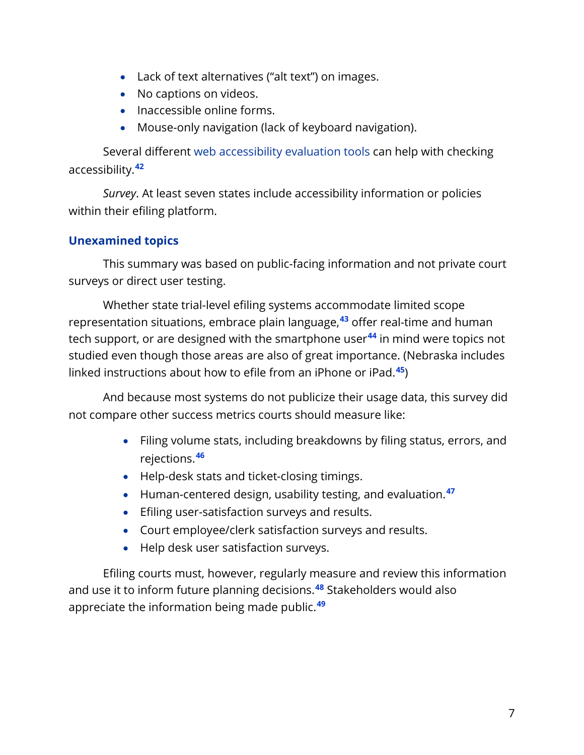- Lack of text alternatives (“alt text”) on images.
- No captions on videos.
- Inaccessible online forms.
- Mouse-only navigation (lack of keyboard navigation).

Several different web accessibility evaluation tools can help with checking accessibility.[42]

*Survey*. At least seven states include accessibility information or policies within their efiling platform.

### Unexamined topics

This summary was based on public-facing information and not private court surveys or direct user testing.

Whether state trial-level efiling systems accommodate limited scope representation situations, embrace plain language,[43] offer real-time and human tech support, or are designed with the smartphone user[44] in mind were topics not studied even though those areas are also of great importance. (Nebraska includes linked instructions about how to efile from an iPhone or iPad.[45])

And because most systems do not publicize their usage data, this survey did not compare other success metrics courts should measure like:

- Filing volume stats, including breakdowns by filing status, errors, and rejections.[46]
- Help-desk stats and ticket-closing timings.
- Human-centered design, usability testing, and evaluation.[47]
- Efiling user-satisfaction surveys and results.
- Court employee/clerk satisfaction surveys and results.
- Help desk user satisfaction surveys.

Efiling courts must, however, regularly measure and review this information and use it to inform future planning decisions.[48] Stakeholders would also appreciate the information being made public.[49]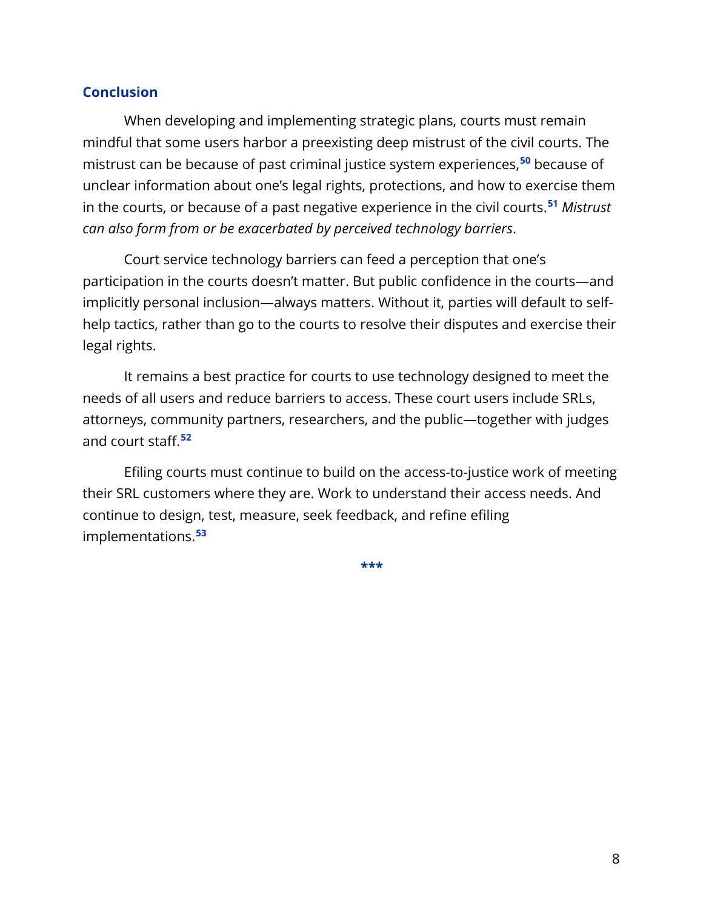## Conclusion

When developing and implementing strategic plans, courts must remain mindful that some users harbor a preexisting deep mistrust of the civil courts. The mistrust can be because of past criminal justice system experiences,[50] because of unclear information about one's legal rights, protections, and how to exercise them in the courts, or because of a past negative experience in the civil courts.[51] *Mistrust can also form from or be exacerbated by perceived technology barriers*.

Court service technology barriers can feed a perception that one's participation in the courts doesn't matter. But public confidence in the courts—and implicitly personal inclusion—always matters. Without it, parties will default to self-help tactics, rather than go to the courts to resolve their disputes and exercise their legal rights.

It remains a best practice for courts to use technology designed to meet the needs of all users and reduce barriers to access. These court users include SRLs, attorneys, community partners, researchers, and the public—together with judges and court staff.[52]

Efiling courts must continue to build on the access-to-justice work of meeting their SRL customers where they are. Work to understand their access needs. And continue to design, test, measure, seek feedback, and refine efiling implementations.[53]

***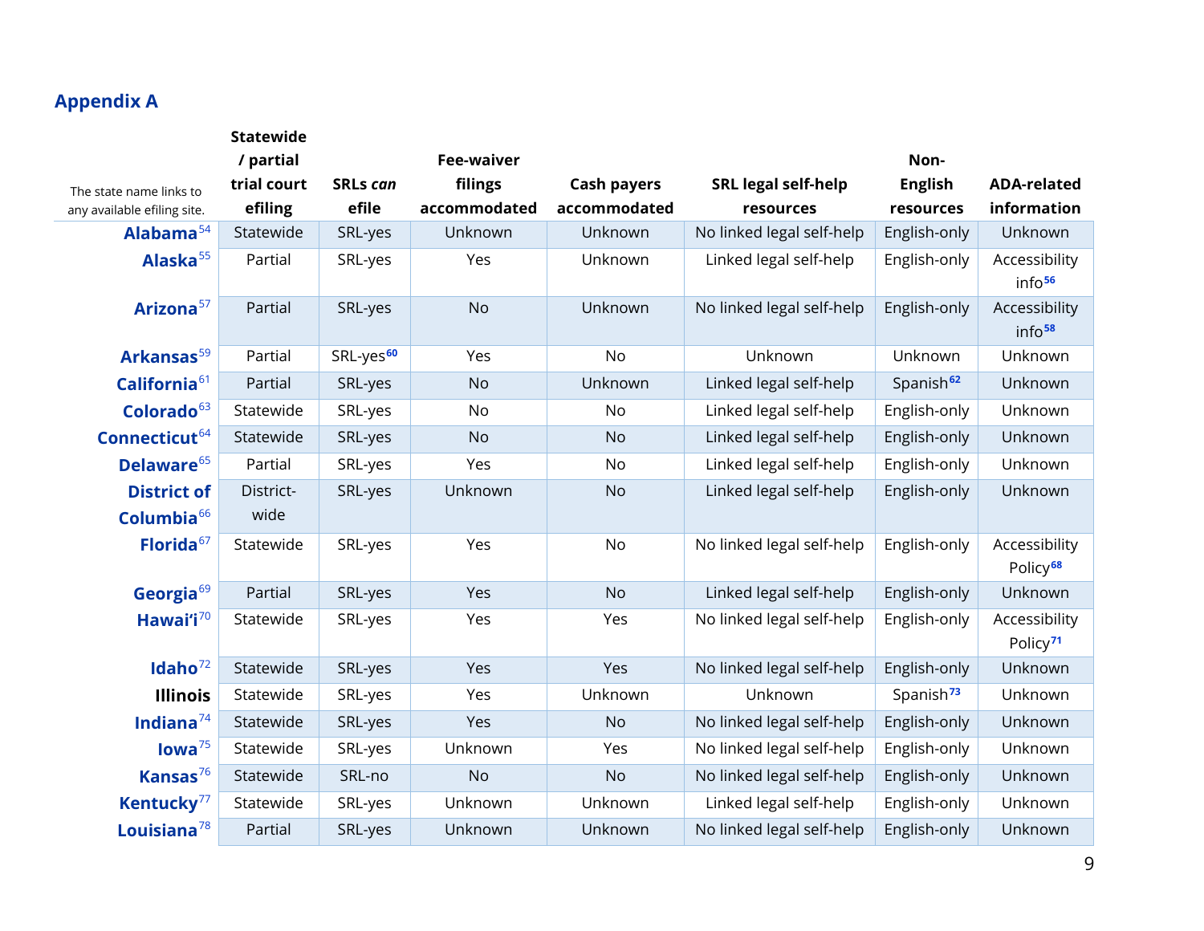## Appendix A

| The state name links to any available efiling site. | Statewide / partial trial court efiling | SRLs *can* efile | Fee-waiver filings accommodated | Cash payers accommodated | SRL legal self-help resources | Non-English resources | ADA-related information |
|---|---|---|---|---|---|---|---|
| **Alabama**[54] | Statewide | SRL-yes | Unknown | Unknown | No linked legal self-help | English-only | Unknown |
| **Alaska**[55] | Partial | SRL-yes | Yes | Unknown | Linked legal self-help | English-only | Accessibility info[56] |
| **Arizona**[57] | Partial | SRL-yes | No | Unknown | No linked legal self-help | English-only | Accessibility info[58] |
| **Arkansas**[59] | Partial | SRL-yes[60] | Yes | No | Unknown | Unknown | Unknown |
| **California**[61] | Partial | SRL-yes | No | Unknown | Linked legal self-help | Spanish[62] | Unknown |
| **Colorado**[63] | Statewide | SRL-yes | No | No | Linked legal self-help | English-only | Unknown |
| **Connecticut**[64] | Statewide | SRL-yes | No | No | Linked legal self-help | English-only | Unknown |
| **Delaware**[65] | Partial | SRL-yes | Yes | No | Linked legal self-help | English-only | Unknown |
| **District of Columbia**[66] | District-wide | SRL-yes | Unknown | No | Linked legal self-help | English-only | Unknown |
| **Florida**[67] | Statewide | SRL-yes | Yes | No | No linked legal self-help | English-only | Accessibility Policy[68] |
| **Georgia**[69] | Partial | SRL-yes | Yes | No | Linked legal self-help | English-only | Unknown |
| **Hawai'i**[70] | Statewide | SRL-yes | Yes | Yes | No linked legal self-help | English-only | Accessibility Policy[71] |
| **Idaho**[72] | Statewide | SRL-yes | Yes | Yes | No linked legal self-help | English-only | Unknown |
| **Illinois** | Statewide | SRL-yes | Yes | Unknown | Unknown | Spanish[73] | Unknown |
| **Indiana**[74] | Statewide | SRL-yes | Yes | No | No linked legal self-help | English-only | Unknown |
| **Iowa**[75] | Statewide | SRL-yes | Unknown | Yes | No linked legal self-help | English-only | Unknown |
| **Kansas**[76] | Statewide | SRL-no | No | No | No linked legal self-help | English-only | Unknown |
| **Kentucky**[77] | Statewide | SRL-yes | Unknown | Unknown | Linked legal self-help | English-only | Unknown |
| **Louisiana**[78] | Partial | SRL-yes | Unknown | Unknown | No linked legal self-help | English-only | Unknown |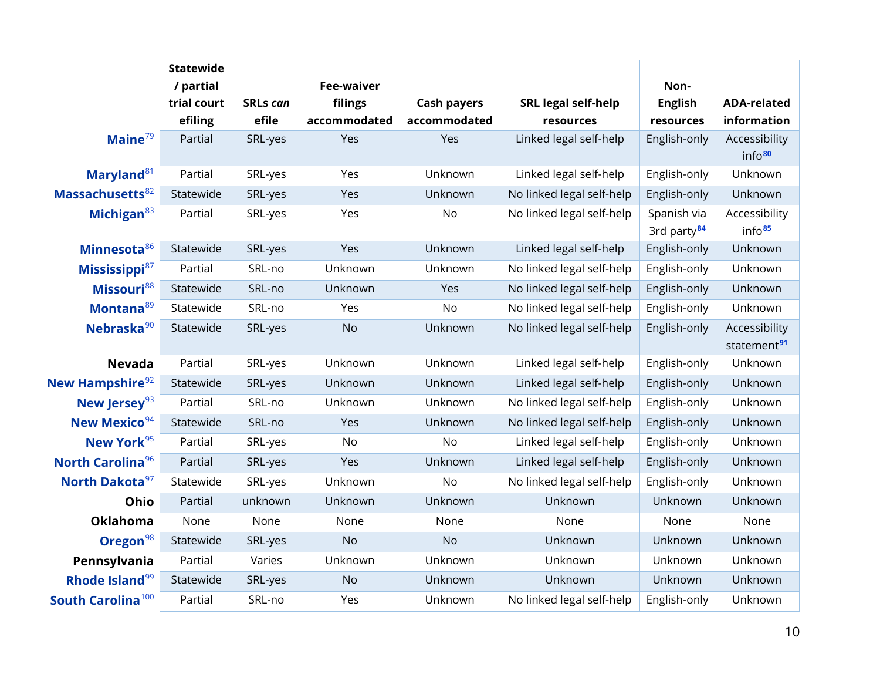| | Statewide / partial trial court efiling | SRLs *can* efile | Fee-waiver filings accommodated | Cash payers accommodated | SRL legal self-help resources | Non-English resources | ADA-related information |
|---|---|---|---|---|---|---|---|
| **Maine**[79] | Partial | SRL-yes | Yes | Yes | Linked legal self-help | English-only | Accessibility info[80] |
| **Maryland**[81] | Partial | SRL-yes | Yes | Unknown | Linked legal self-help | English-only | Unknown |
| **Massachusetts**[82] | Statewide | SRL-yes | Yes | Unknown | No linked legal self-help | English-only | Unknown |
| **Michigan**[83] | Partial | SRL-yes | Yes | No | No linked legal self-help | Spanish via 3rd party[84] | Accessibility info[85] |
| **Minnesota**[86] | Statewide | SRL-yes | Yes | Unknown | Linked legal self-help | English-only | Unknown |
| **Mississippi**[87] | Partial | SRL-no | Unknown | Unknown | No linked legal self-help | English-only | Unknown |
| **Missouri**[88] | Statewide | SRL-no | Unknown | Yes | No linked legal self-help | English-only | Unknown |
| **Montana**[89] | Statewide | SRL-no | Yes | No | No linked legal self-help | English-only | Unknown |
| **Nebraska**[90] | Statewide | SRL-yes | No | Unknown | No linked legal self-help | English-only | Accessibility statement[91] |
| **Nevada** | Partial | SRL-yes | Unknown | Unknown | Linked legal self-help | English-only | Unknown |
| **New Hampshire**[92] | Statewide | SRL-yes | Unknown | Unknown | Linked legal self-help | English-only | Unknown |
| **New Jersey**[93] | Partial | SRL-no | Unknown | Unknown | No linked legal self-help | English-only | Unknown |
| **New Mexico**[94] | Statewide | SRL-no | Yes | Unknown | No linked legal self-help | English-only | Unknown |
| **New York**[95] | Partial | SRL-yes | No | No | Linked legal self-help | English-only | Unknown |
| **North Carolina**[96] | Partial | SRL-yes | Yes | Unknown | Linked legal self-help | English-only | Unknown |
| **North Dakota**[97] | Statewide | SRL-yes | Unknown | No | No linked legal self-help | English-only | Unknown |
| **Ohio** | Partial | unknown | Unknown | Unknown | Unknown | Unknown | Unknown |
| **Oklahoma** | None | None | None | None | None | None | None |
| **Oregon**[98] | Statewide | SRL-yes | No | No | Unknown | Unknown | Unknown |
| **Pennsylvania** | Partial | Varies | Unknown | Unknown | Unknown | Unknown | Unknown |
| **Rhode Island**[99] | Statewide | SRL-yes | No | Unknown | Unknown | Unknown | Unknown |
| **South Carolina**[100] | Partial | SRL-no | Yes | Unknown | No linked legal self-help | English-only | Unknown |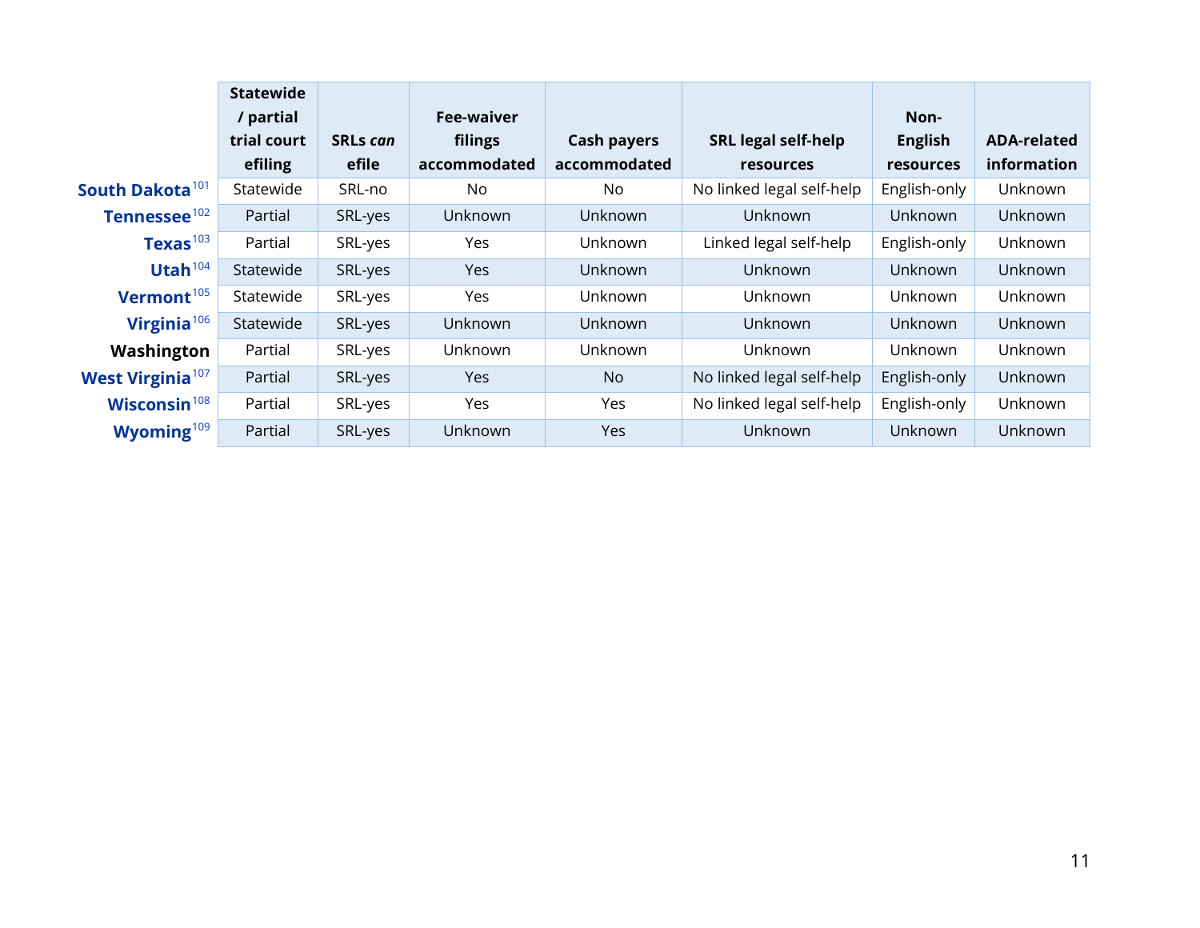| | Statewide / partial trial court efiling | SRLs *can* efile | Fee-waiver filings accommodated | Cash payers accommodated | SRL legal self-help resources | Non-English resources | ADA-related information |
|---|---|---|---|---|---|---|---|
| **South Dakota**[101] | Statewide | SRL-no | No | No | No linked legal self-help | English-only | Unknown |
| **Tennessee**[102] | Partial | SRL-yes | Unknown | Unknown | Unknown | Unknown | Unknown |
| **Texas**[103] | Partial | SRL-yes | Yes | Unknown | Linked legal self-help | English-only | Unknown |
| **Utah**[104] | Statewide | SRL-yes | Yes | Unknown | Unknown | Unknown | Unknown |
| **Vermont**[105] | Statewide | SRL-yes | Yes | Unknown | Unknown | Unknown | Unknown |
| **Virginia**[106] | Statewide | SRL-yes | Unknown | Unknown | Unknown | Unknown | Unknown |
| **Washington** | Partial | SRL-yes | Unknown | Unknown | Unknown | Unknown | Unknown |
| **West Virginia**[107] | Partial | SRL-yes | Yes | No | No linked legal self-help | English-only | Unknown |
| **Wisconsin**[108] | Partial | SRL-yes | Yes | Yes | No linked legal self-help | English-only | Unknown |
| **Wyoming**[109] | Partial | SRL-yes | Unknown | Yes | Unknown | Unknown | Unknown |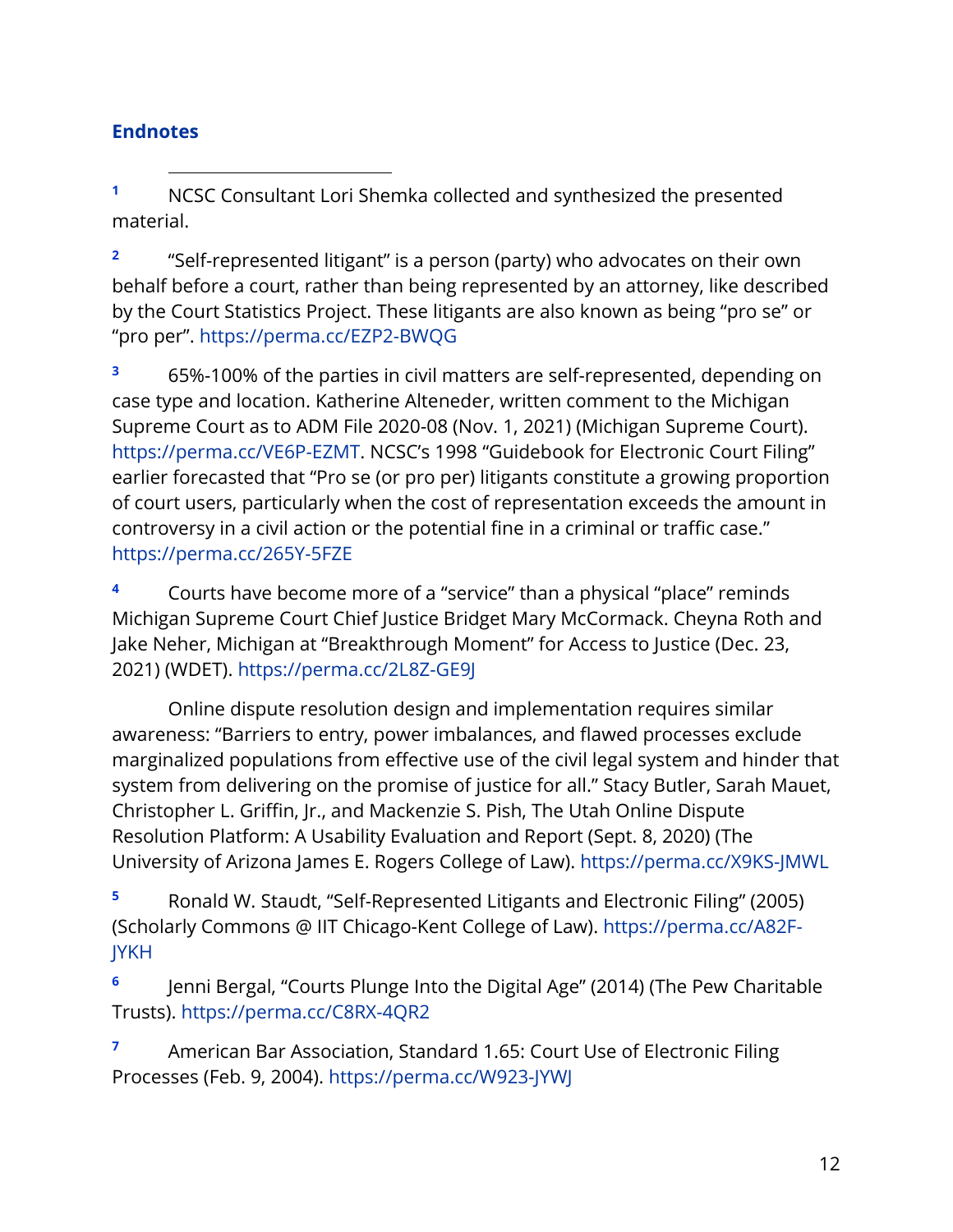## Endnotes

[1] NCSC Consultant Lori Shemka collected and synthesized the presented material.

[2] "Self-represented litigant" is a person (party) who advocates on their own behalf before a court, rather than being represented by an attorney, like described by the Court Statistics Project. These litigants are also known as being "pro se" or "pro per". https://perma.cc/EZP2-BWQG

[3] 65%-100% of the parties in civil matters are self-represented, depending on case type and location. Katherine Alteneder, written comment to the Michigan Supreme Court as to ADM File 2020-08 (Nov. 1, 2021) (Michigan Supreme Court). https://perma.cc/VE6P-EZMT. NCSC's 1998 "Guidebook for Electronic Court Filing" earlier forecasted that "Pro se (or pro per) litigants constitute a growing proportion of court users, particularly when the cost of representation exceeds the amount in controversy in a civil action or the potential fine in a criminal or traffic case." https://perma.cc/265Y-5FZE

[4] Courts have become more of a "service" than a physical "place" reminds Michigan Supreme Court Chief Justice Bridget Mary McCormack. Cheyna Roth and Jake Neher, Michigan at "Breakthrough Moment" for Access to Justice (Dec. 23, 2021) (WDET). https://perma.cc/2L8Z-GE9J

Online dispute resolution design and implementation requires similar awareness: "Barriers to entry, power imbalances, and flawed processes exclude marginalized populations from effective use of the civil legal system and hinder that system from delivering on the promise of justice for all." Stacy Butler, Sarah Mauet, Christopher L. Griffin, Jr., and Mackenzie S. Pish, The Utah Online Dispute Resolution Platform: A Usability Evaluation and Report (Sept. 8, 2020) (The University of Arizona James E. Rogers College of Law). https://perma.cc/X9KS-JMWL

[5] Ronald W. Staudt, "Self-Represented Litigants and Electronic Filing" (2005) (Scholarly Commons @ IIT Chicago-Kent College of Law). https://perma.cc/A82F-JYKH

[6] Jenni Bergal, "Courts Plunge Into the Digital Age" (2014) (The Pew Charitable Trusts). https://perma.cc/C8RX-4QR2

[7] American Bar Association, Standard 1.65: Court Use of Electronic Filing Processes (Feb. 9, 2004). https://perma.cc/W923-JYWJ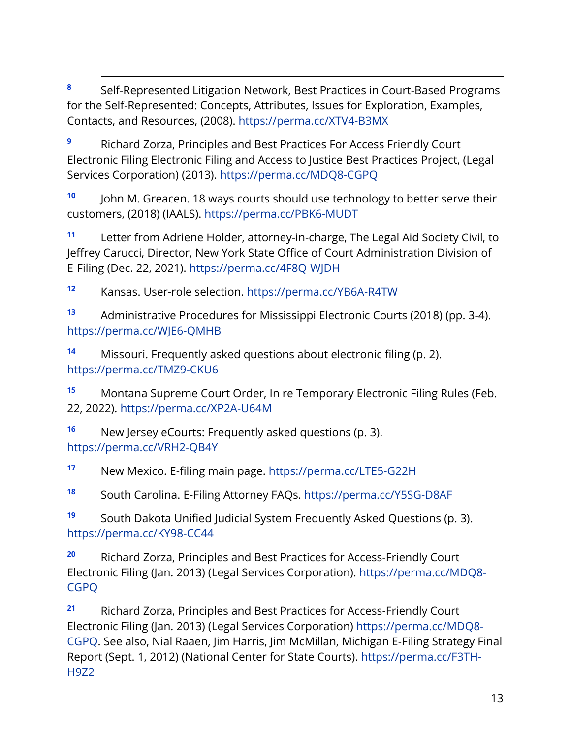[8] Self-Represented Litigation Network, Best Practices in Court-Based Programs for the Self-Represented: Concepts, Attributes, Issues for Exploration, Examples, Contacts, and Resources, (2008). https://perma.cc/XTV4-B3MX

[9] Richard Zorza, Principles and Best Practices For Access Friendly Court Electronic Filing Electronic Filing and Access to Justice Best Practices Project, (Legal Services Corporation) (2013). https://perma.cc/MDQ8-CGPQ

[10] John M. Greacen. 18 ways courts should use technology to better serve their customers, (2018) (IAALS). https://perma.cc/PBK6-MUDT

[11] Letter from Adriene Holder, attorney-in-charge, The Legal Aid Society Civil, to Jeffrey Carucci, Director, New York State Office of Court Administration Division of E-Filing (Dec. 22, 2021). https://perma.cc/4F8Q-WJDH

[12] Kansas. User-role selection. https://perma.cc/YB6A-R4TW

[13] Administrative Procedures for Mississippi Electronic Courts (2018) (pp. 3-4). https://perma.cc/WJE6-QMHB

[14] Missouri. Frequently asked questions about electronic filing (p. 2). https://perma.cc/TMZ9-CKU6

[15] Montana Supreme Court Order, In re Temporary Electronic Filing Rules (Feb. 22, 2022). https://perma.cc/XP2A-U64M

[16] New Jersey eCourts: Frequently asked questions (p. 3). https://perma.cc/VRH2-QB4Y

[17] New Mexico. E-filing main page. https://perma.cc/LTE5-G22H

[18] South Carolina. E-Filing Attorney FAQs. https://perma.cc/Y5SG-D8AF

[19] South Dakota Unified Judicial System Frequently Asked Questions (p. 3). https://perma.cc/KY98-CC44

[20] Richard Zorza, Principles and Best Practices for Access-Friendly Court Electronic Filing (Jan. 2013) (Legal Services Corporation). https://perma.cc/MDQ8-CGPQ

[21] Richard Zorza, Principles and Best Practices for Access-Friendly Court Electronic Filing (Jan. 2013) (Legal Services Corporation) https://perma.cc/MDQ8-CGPQ. See also, Nial Raaen, Jim Harris, Jim McMillan, Michigan E-Filing Strategy Final Report (Sept. 1, 2012) (National Center for State Courts). https://perma.cc/F3TH-H9Z2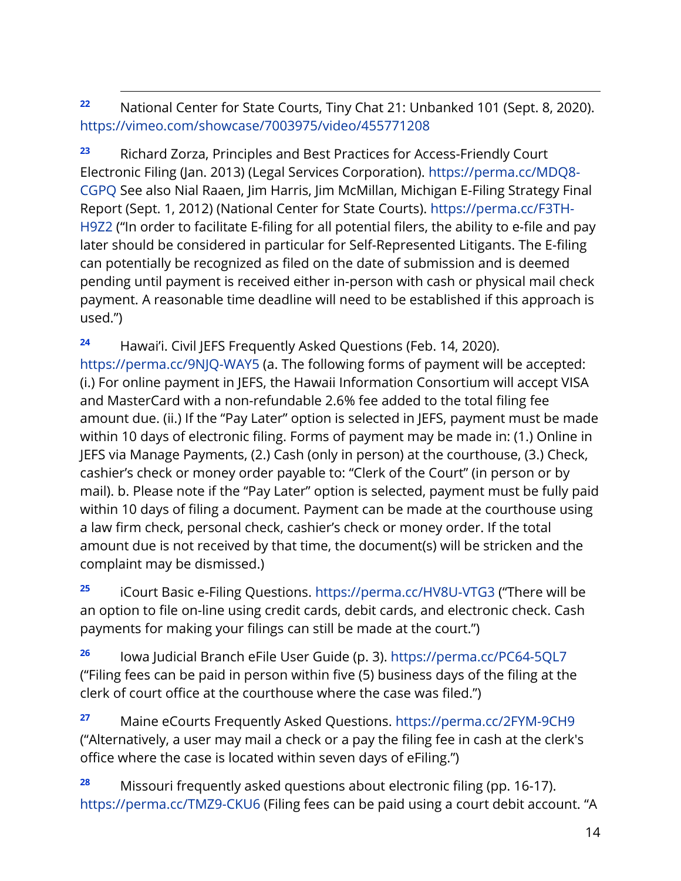[22] National Center for State Courts, Tiny Chat 21: Unbanked 101 (Sept. 8, 2020). https://vimeo.com/showcase/7003975/video/455771208

[23] Richard Zorza, Principles and Best Practices for Access-Friendly Court Electronic Filing (Jan. 2013) (Legal Services Corporation). https://perma.cc/MDQ8-CGPQ See also Nial Raaen, Jim Harris, Jim McMillan, Michigan E-Filing Strategy Final Report (Sept. 1, 2012) (National Center for State Courts). https://perma.cc/F3TH-H9Z2 ("In order to facilitate E-filing for all potential filers, the ability to e-file and pay later should be considered in particular for Self-Represented Litigants. The E-filing can potentially be recognized as filed on the date of submission and is deemed pending until payment is received either in-person with cash or physical mail check payment. A reasonable time deadline will need to be established if this approach is used.")

[24] Hawai'i. Civil JEFS Frequently Asked Questions (Feb. 14, 2020). https://perma.cc/9NJQ-WAY5 (a. The following forms of payment will be accepted: (i.) For online payment in JEFS, the Hawaii Information Consortium will accept VISA and MasterCard with a non-refundable 2.6% fee added to the total filing fee amount due. (ii.) If the "Pay Later" option is selected in JEFS, payment must be made within 10 days of electronic filing. Forms of payment may be made in: (1.) Online in JEFS via Manage Payments, (2.) Cash (only in person) at the courthouse, (3.) Check, cashier's check or money order payable to: "Clerk of the Court" (in person or by mail). b. Please note if the "Pay Later" option is selected, payment must be fully paid within 10 days of filing a document. Payment can be made at the courthouse using a law firm check, personal check, cashier's check or money order. If the total amount due is not received by that time, the document(s) will be stricken and the complaint may be dismissed.)

[25] iCourt Basic e-Filing Questions. https://perma.cc/HV8U-VTG3 ("There will be an option to file on-line using credit cards, debit cards, and electronic check. Cash payments for making your filings can still be made at the court.")

[26] Iowa Judicial Branch eFile User Guide (p. 3). https://perma.cc/PC64-5QL7 ("Filing fees can be paid in person within five (5) business days of the filing at the clerk of court office at the courthouse where the case was filed.")

[27] Maine eCourts Frequently Asked Questions. https://perma.cc/2FYM-9CH9 ("Alternatively, a user may mail a check or a pay the filing fee in cash at the clerk's office where the case is located within seven days of eFiling.")

[28] Missouri frequently asked questions about electronic filing (pp. 16-17). https://perma.cc/TMZ9-CKU6 (Filing fees can be paid using a court debit account. "A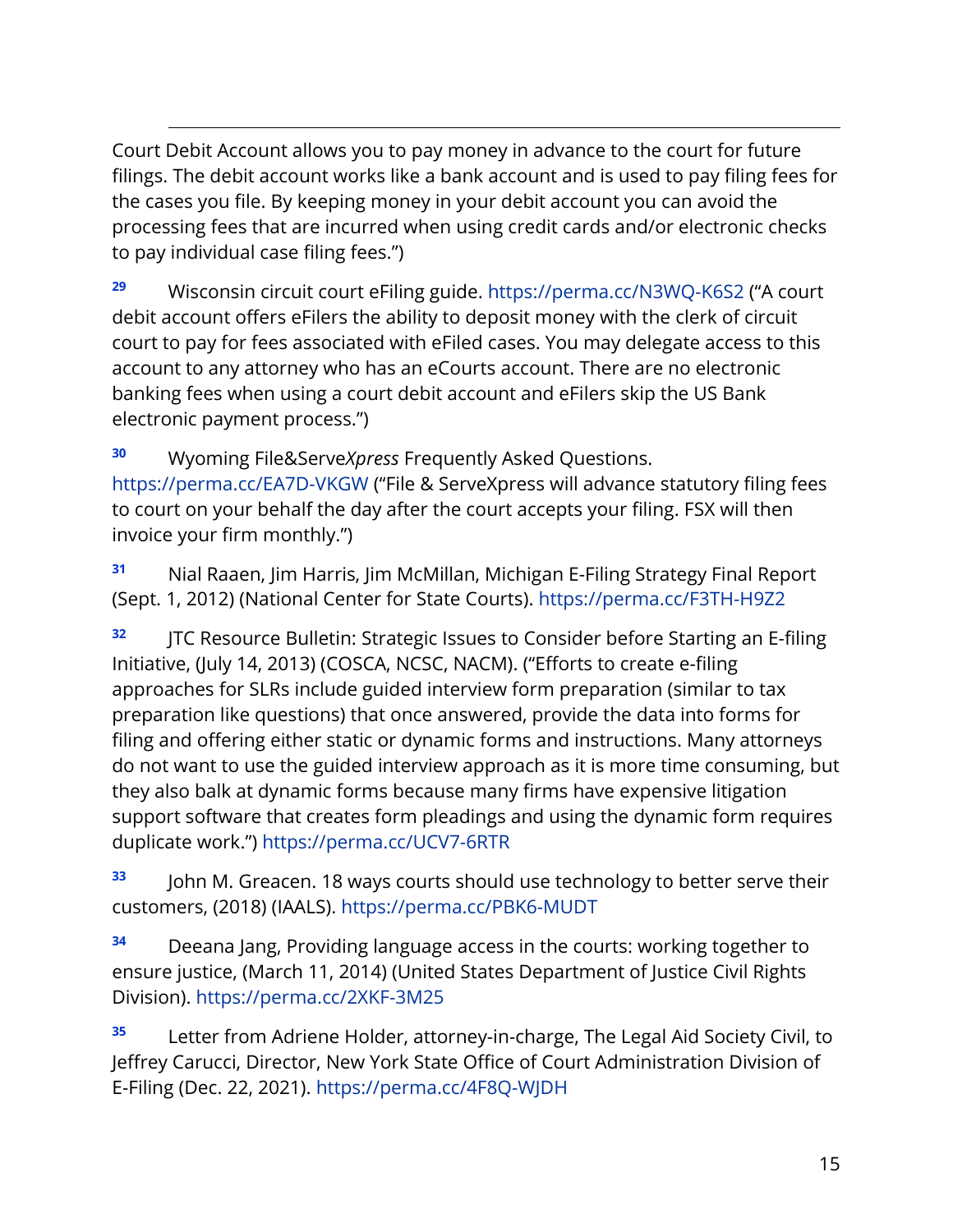Court Debit Account allows you to pay money in advance to the court for future filings. The debit account works like a bank account and is used to pay filing fees for the cases you file. By keeping money in your debit account you can avoid the processing fees that are incurred when using credit cards and/or electronic checks to pay individual case filing fees.")

[29] Wisconsin circuit court eFiling guide. https://perma.cc/N3WQ-K6S2 ("A court debit account offers eFilers the ability to deposit money with the clerk of circuit court to pay for fees associated with eFiled cases. You may delegate access to this account to any attorney who has an eCourts account. There are no electronic banking fees when using a court debit account and eFilers skip the US Bank electronic payment process.")

[30] Wyoming File&Serve*Xpress* Frequently Asked Questions. https://perma.cc/EA7D-VKGW ("File & ServeXpress will advance statutory filing fees to court on your behalf the day after the court accepts your filing. FSX will then invoice your firm monthly.")

[31] Nial Raaen, Jim Harris, Jim McMillan, Michigan E-Filing Strategy Final Report (Sept. 1, 2012) (National Center for State Courts). https://perma.cc/F3TH-H9Z2

[32] JTC Resource Bulletin: Strategic Issues to Consider before Starting an E-filing Initiative, (July 14, 2013) (COSCA, NCSC, NACM). ("Efforts to create e-filing approaches for SLRs include guided interview form preparation (similar to tax preparation like questions) that once answered, provide the data into forms for filing and offering either static or dynamic forms and instructions. Many attorneys do not want to use the guided interview approach as it is more time consuming, but they also balk at dynamic forms because many firms have expensive litigation support software that creates form pleadings and using the dynamic form requires duplicate work.") https://perma.cc/UCV7-6RTR

[33] John M. Greacen. 18 ways courts should use technology to better serve their customers, (2018) (IAALS). https://perma.cc/PBK6-MUDT

[34] Deeana Jang, Providing language access in the courts: working together to ensure justice, (March 11, 2014) (United States Department of Justice Civil Rights Division). https://perma.cc/2XKF-3M25

[35] Letter from Adriene Holder, attorney-in-charge, The Legal Aid Society Civil, to Jeffrey Carucci, Director, New York State Office of Court Administration Division of E-Filing (Dec. 22, 2021). https://perma.cc/4F8Q-WJDH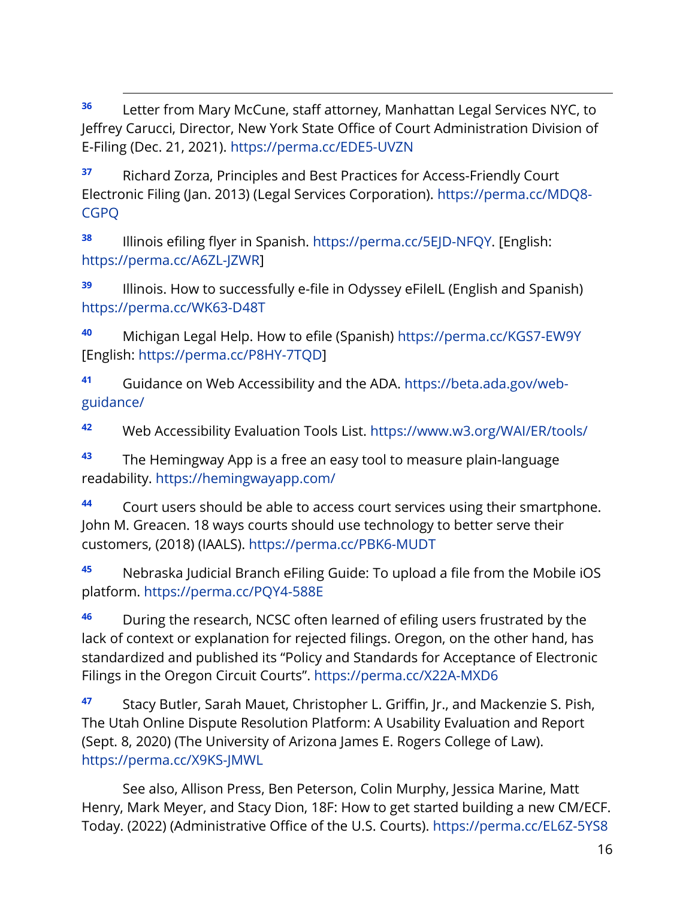[36] Letter from Mary McCune, staff attorney, Manhattan Legal Services NYC, to Jeffrey Carucci, Director, New York State Office of Court Administration Division of E-Filing (Dec. 21, 2021). https://perma.cc/EDE5-UVZN

[37] Richard Zorza, Principles and Best Practices for Access-Friendly Court Electronic Filing (Jan. 2013) (Legal Services Corporation). https://perma.cc/MDQ8-CGPQ

[38] Illinois efiling flyer in Spanish. https://perma.cc/5EJD-NFQY. [English: https://perma.cc/A6ZL-JZWR]

[39] Illinois. How to successfully e-file in Odyssey eFileIL (English and Spanish) https://perma.cc/WK63-D48T

[40] Michigan Legal Help. How to efile (Spanish) https://perma.cc/KGS7-EW9Y [English: https://perma.cc/P8HY-7TQD]

[41] Guidance on Web Accessibility and the ADA. https://beta.ada.gov/web-guidance/

[42] Web Accessibility Evaluation Tools List. https://www.w3.org/WAI/ER/tools/

[43] The Hemingway App is a free an easy tool to measure plain-language readability. https://hemingwayapp.com/

[44] Court users should be able to access court services using their smartphone. John M. Greacen. 18 ways courts should use technology to better serve their customers, (2018) (IAALS). https://perma.cc/PBK6-MUDT

[45] Nebraska Judicial Branch eFiling Guide: To upload a file from the Mobile iOS platform. https://perma.cc/PQY4-588E

[46] During the research, NCSC often learned of efiling users frustrated by the lack of context or explanation for rejected filings. Oregon, on the other hand, has standardized and published its "Policy and Standards for Acceptance of Electronic Filings in the Oregon Circuit Courts". https://perma.cc/X22A-MXD6

[47] Stacy Butler, Sarah Mauet, Christopher L. Griffin, Jr., and Mackenzie S. Pish, The Utah Online Dispute Resolution Platform: A Usability Evaluation and Report (Sept. 8, 2020) (The University of Arizona James E. Rogers College of Law). https://perma.cc/X9KS-JMWL

See also, Allison Press, Ben Peterson, Colin Murphy, Jessica Marine, Matt Henry, Mark Meyer, and Stacy Dion, 18F: How to get started building a new CM/ECF. Today. (2022) (Administrative Office of the U.S. Courts). https://perma.cc/EL6Z-5YS8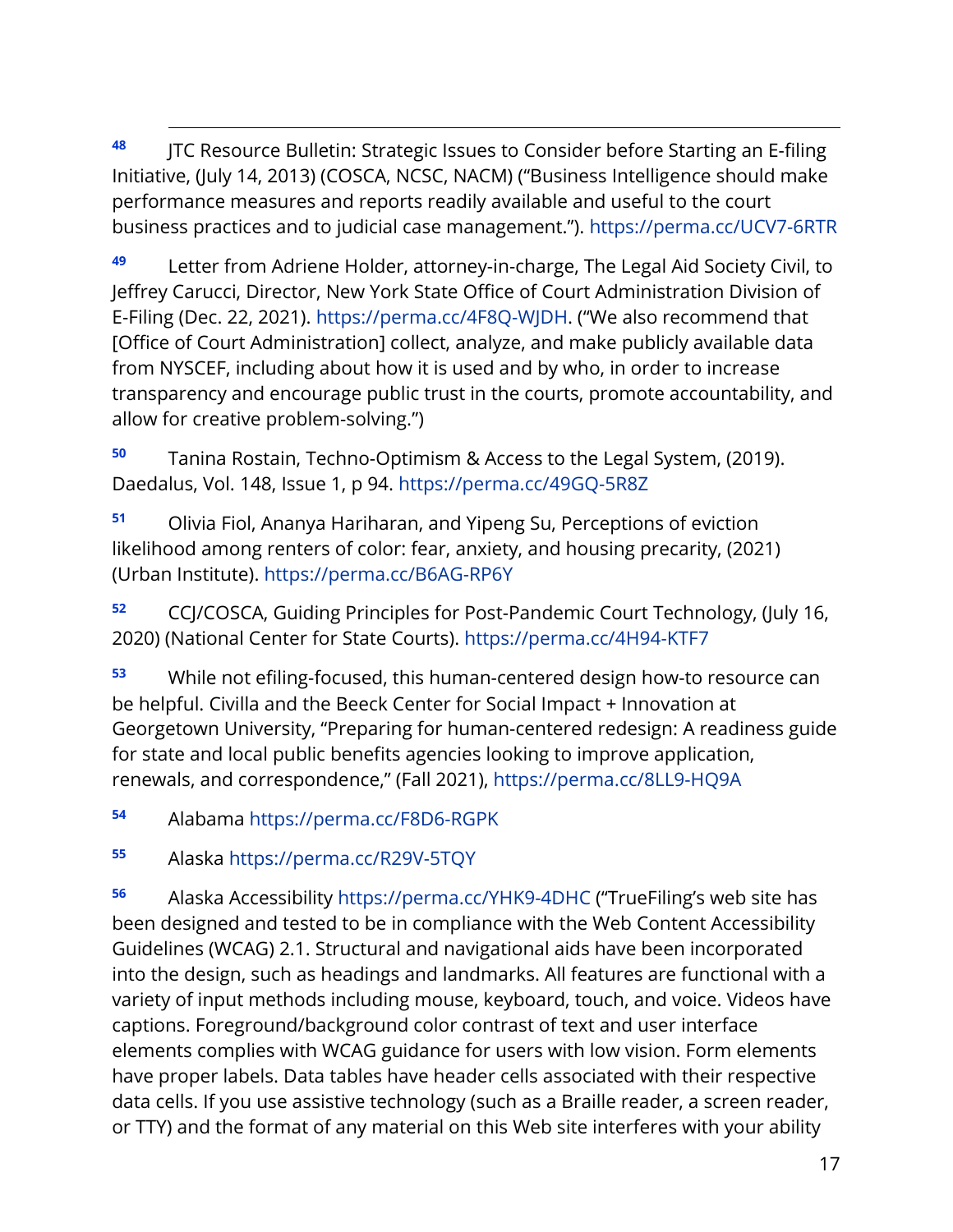[48] JTC Resource Bulletin: Strategic Issues to Consider before Starting an E-filing Initiative, (July 14, 2013) (COSCA, NCSC, NACM) ("Business Intelligence should make performance measures and reports readily available and useful to the court business practices and to judicial case management."). https://perma.cc/UCV7-6RTR

[49] Letter from Adriene Holder, attorney-in-charge, The Legal Aid Society Civil, to Jeffrey Carucci, Director, New York State Office of Court Administration Division of E-Filing (Dec. 22, 2021). https://perma.cc/4F8Q-WJDH. ("We also recommend that [Office of Court Administration] collect, analyze, and make publicly available data from NYSCEF, including about how it is used and by who, in order to increase transparency and encourage public trust in the courts, promote accountability, and allow for creative problem-solving.")

[50] Tanina Rostain, Techno-Optimism & Access to the Legal System, (2019). Daedalus, Vol. 148, Issue 1, p 94. https://perma.cc/49GQ-5R8Z

[51] Olivia Fiol, Ananya Hariharan, and Yipeng Su, Perceptions of eviction likelihood among renters of color: fear, anxiety, and housing precarity, (2021) (Urban Institute). https://perma.cc/B6AG-RP6Y

[52] CCJ/COSCA, Guiding Principles for Post-Pandemic Court Technology, (July 16, 2020) (National Center for State Courts). https://perma.cc/4H94-KTF7

[53] While not efiling-focused, this human-centered design how-to resource can be helpful. Civilla and the Beeck Center for Social Impact + Innovation at Georgetown University, "Preparing for human-centered redesign: A readiness guide for state and local public benefits agencies looking to improve application, renewals, and correspondence," (Fall 2021), https://perma.cc/8LL9-HQ9A

[54] Alabama https://perma.cc/F8D6-RGPK

[55] Alaska https://perma.cc/R29V-5TQY

[56] Alaska Accessibility https://perma.cc/YHK9-4DHC ("TrueFiling's web site has been designed and tested to be in compliance with the Web Content Accessibility Guidelines (WCAG) 2.1. Structural and navigational aids have been incorporated into the design, such as headings and landmarks. All features are functional with a variety of input methods including mouse, keyboard, touch, and voice. Videos have captions. Foreground/background color contrast of text and user interface elements complies with WCAG guidance for users with low vision. Form elements have proper labels. Data tables have header cells associated with their respective data cells. If you use assistive technology (such as a Braille reader, a screen reader, or TTY) and the format of any material on this Web site interferes with your ability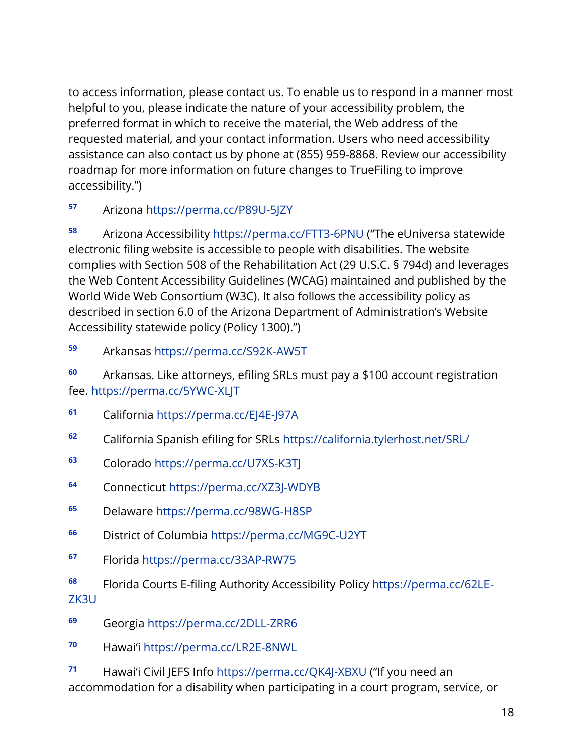to access information, please contact us. To enable us to respond in a manner most helpful to you, please indicate the nature of your accessibility problem, the preferred format in which to receive the material, the Web address of the requested material, and your contact information. Users who need accessibility assistance can also contact us by phone at (855) 959-8868. Review our accessibility roadmap for more information on future changes to TrueFiling to improve accessibility.")

[57] Arizona https://perma.cc/P89U-5JZY

[58] Arizona Accessibility https://perma.cc/FTT3-6PNU ("The eUniversa statewide electronic filing website is accessible to people with disabilities. The website complies with Section 508 of the Rehabilitation Act (29 U.S.C. § 794d) and leverages the Web Content Accessibility Guidelines (WCAG) maintained and published by the World Wide Web Consortium (W3C). It also follows the accessibility policy as described in section 6.0 of the Arizona Department of Administration's Website Accessibility statewide policy (Policy 1300).")

[59] Arkansas https://perma.cc/S92K-AW5T

[60] Arkansas. Like attorneys, efiling SRLs must pay a $100 account registration fee. https://perma.cc/5YWC-XLJT

[61] California https://perma.cc/EJ4E-J97A

[62] California Spanish efiling for SRLs https://california.tylerhost.net/SRL/

[63] Colorado https://perma.cc/U7XS-K3TJ

[64] Connecticut https://perma.cc/XZ3J-WDYB

[65] Delaware https://perma.cc/98WG-H8SP

[66] District of Columbia https://perma.cc/MG9C-U2YT

[67] Florida https://perma.cc/33AP-RW75

[68] Florida Courts E-filing Authority Accessibility Policy https://perma.cc/62LE-ZK3U

[69] Georgia https://perma.cc/2DLL-ZRR6

[70] Hawai'i https://perma.cc/LR2E-8NWL

[71] Hawai'i Civil JEFS Info https://perma.cc/QK4J-XBXU ("If you need an accommodation for a disability when participating in a court program, service, or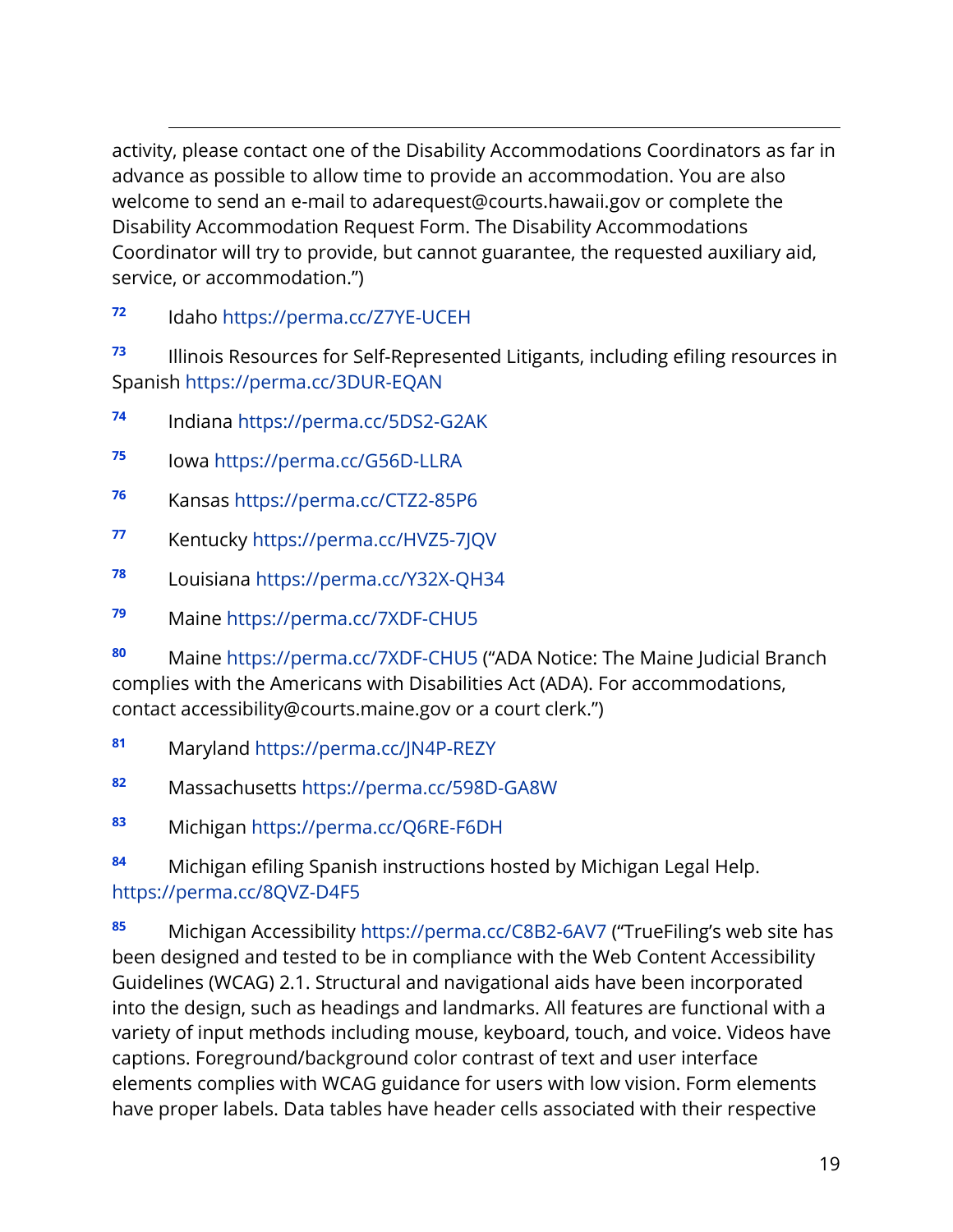activity, please contact one of the Disability Accommodations Coordinators as far in advance as possible to allow time to provide an accommodation. You are also welcome to send an e-mail to adarequest@courts.hawaii.gov or complete the Disability Accommodation Request Form. The Disability Accommodations Coordinator will try to provide, but cannot guarantee, the requested auxiliary aid, service, or accommodation.")

[72] Idaho https://perma.cc/Z7YE-UCEH

[73] Illinois Resources for Self-Represented Litigants, including efiling resources in Spanish https://perma.cc/3DUR-EQAN

[74] Indiana https://perma.cc/5DS2-G2AK

[75] Iowa https://perma.cc/G56D-LLRA

[76] Kansas https://perma.cc/CTZ2-85P6

[77] Kentucky https://perma.cc/HVZ5-7JQV

[78] Louisiana https://perma.cc/Y32X-QH34

[79] Maine https://perma.cc/7XDF-CHU5

[80] Maine https://perma.cc/7XDF-CHU5 ("ADA Notice: The Maine Judicial Branch complies with the Americans with Disabilities Act (ADA). For accommodations, contact accessibility@courts.maine.gov or a court clerk.")

[81] Maryland https://perma.cc/JN4P-REZY

[82] Massachusetts https://perma.cc/598D-GA8W

[83] Michigan https://perma.cc/Q6RE-F6DH

[84] Michigan efiling Spanish instructions hosted by Michigan Legal Help. https://perma.cc/8QVZ-D4F5

[85] Michigan Accessibility https://perma.cc/C8B2-6AV7 ("TrueFiling's web site has been designed and tested to be in compliance with the Web Content Accessibility Guidelines (WCAG) 2.1. Structural and navigational aids have been incorporated into the design, such as headings and landmarks. All features are functional with a variety of input methods including mouse, keyboard, touch, and voice. Videos have captions. Foreground/background color contrast of text and user interface elements complies with WCAG guidance for users with low vision. Form elements have proper labels. Data tables have header cells associated with their respective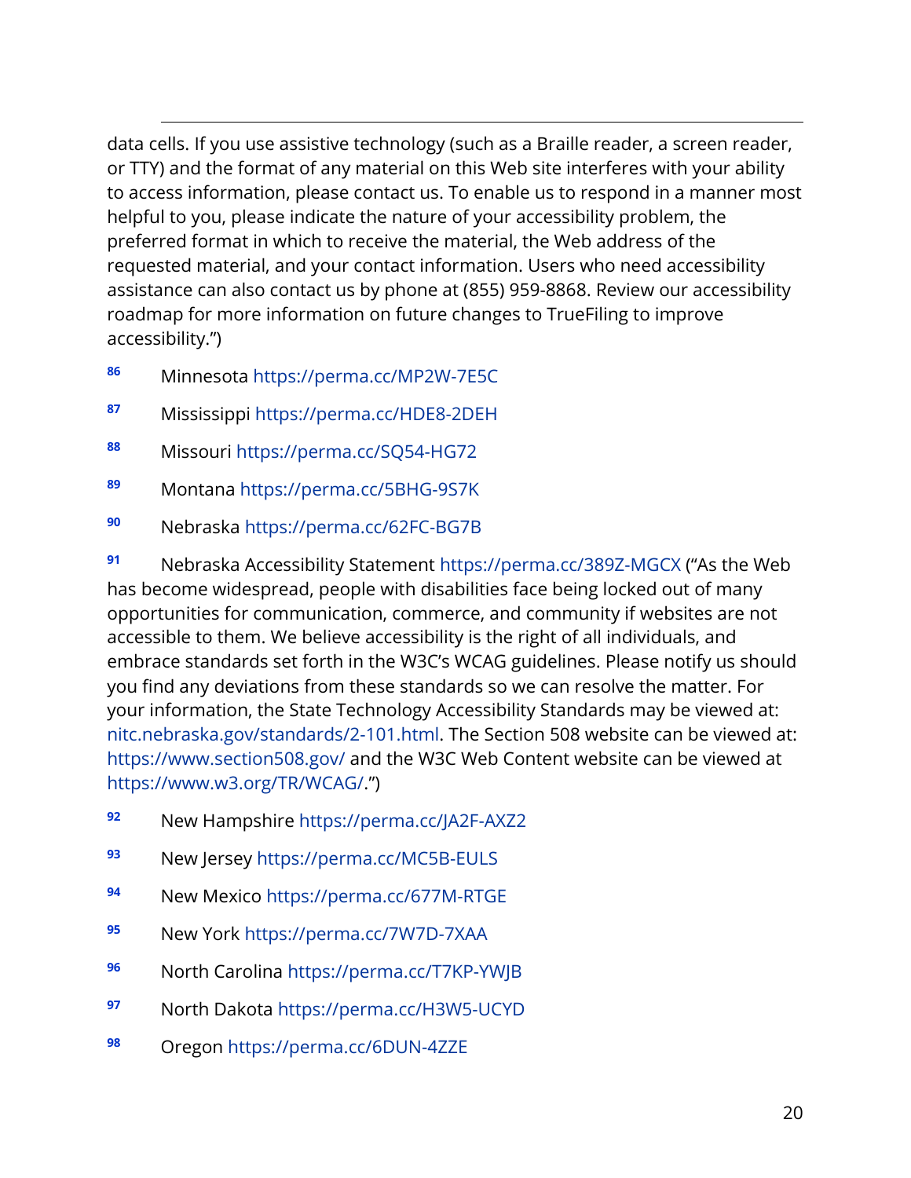data cells. If you use assistive technology (such as a Braille reader, a screen reader, or TTY) and the format of any material on this Web site interferes with your ability to access information, please contact us. To enable us to respond in a manner most helpful to you, please indicate the nature of your accessibility problem, the preferred format in which to receive the material, the Web address of the requested material, and your contact information. Users who need accessibility assistance can also contact us by phone at (855) 959-8868. Review our accessibility roadmap for more information on future changes to TrueFiling to improve accessibility.")

[86] Minnesota https://perma.cc/MP2W-7E5C

[87] Mississippi https://perma.cc/HDE8-2DEH

[88] Missouri https://perma.cc/SQ54-HG72

[89] Montana https://perma.cc/5BHG-9S7K

[90] Nebraska https://perma.cc/62FC-BG7B

[91] Nebraska Accessibility Statement https://perma.cc/389Z-MGCX ("As the Web has become widespread, people with disabilities face being locked out of many opportunities for communication, commerce, and community if websites are not accessible to them. We believe accessibility is the right of all individuals, and embrace standards set forth in the W3C's WCAG guidelines. Please notify us should you find any deviations from these standards so we can resolve the matter. For your information, the State Technology Accessibility Standards may be viewed at: nitc.nebraska.gov/standards/2-101.html. The Section 508 website can be viewed at: https://www.section508.gov/ and the W3C Web Content website can be viewed at https://www.w3.org/TR/WCAG/.")

[92] New Hampshire https://perma.cc/JA2F-AXZ2

[93] New Jersey https://perma.cc/MC5B-EULS

[94] New Mexico https://perma.cc/677M-RTGE

[95] New York https://perma.cc/7W7D-7XAA

[96] North Carolina https://perma.cc/T7KP-YWJB

[97] North Dakota https://perma.cc/H3W5-UCYD

[98] Oregon https://perma.cc/6DUN-4ZZE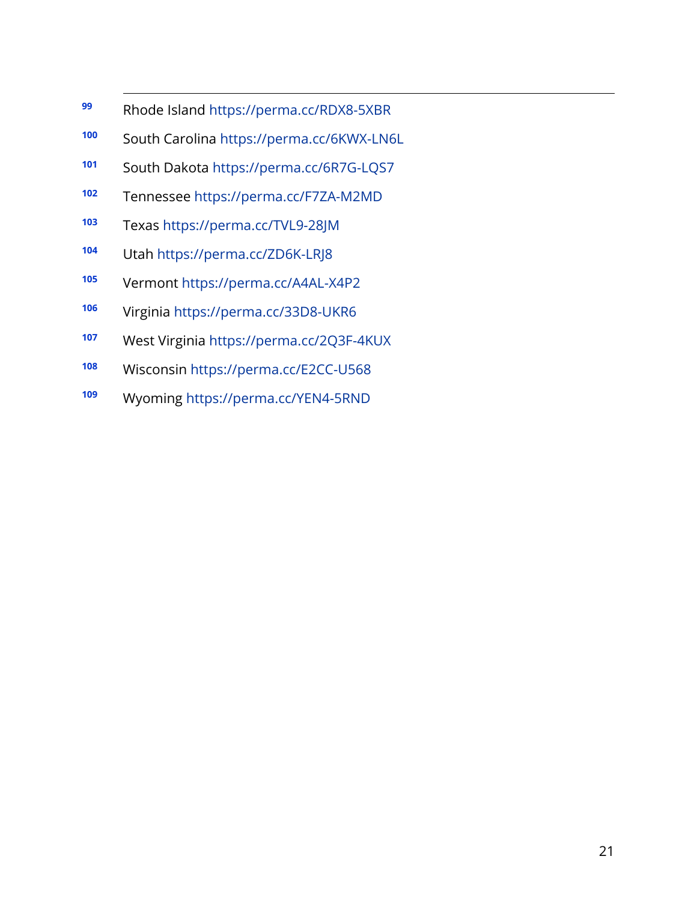[99] Rhode Island https://perma.cc/RDX8-5XBR

[100] South Carolina https://perma.cc/6KWX-LN6L

[101] South Dakota https://perma.cc/6R7G-LQS7

[102] Tennessee https://perma.cc/F7ZA-M2MD

[103] Texas https://perma.cc/TVL9-28JM

[104] Utah https://perma.cc/ZD6K-LRJ8

[105] Vermont https://perma.cc/A4AL-X4P2

[106] Virginia https://perma.cc/33D8-UKR6

[107] West Virginia https://perma.cc/2Q3F-4KUX

[108] Wisconsin https://perma.cc/E2CC-U568

[109] Wyoming https://perma.cc/YEN4-5RND